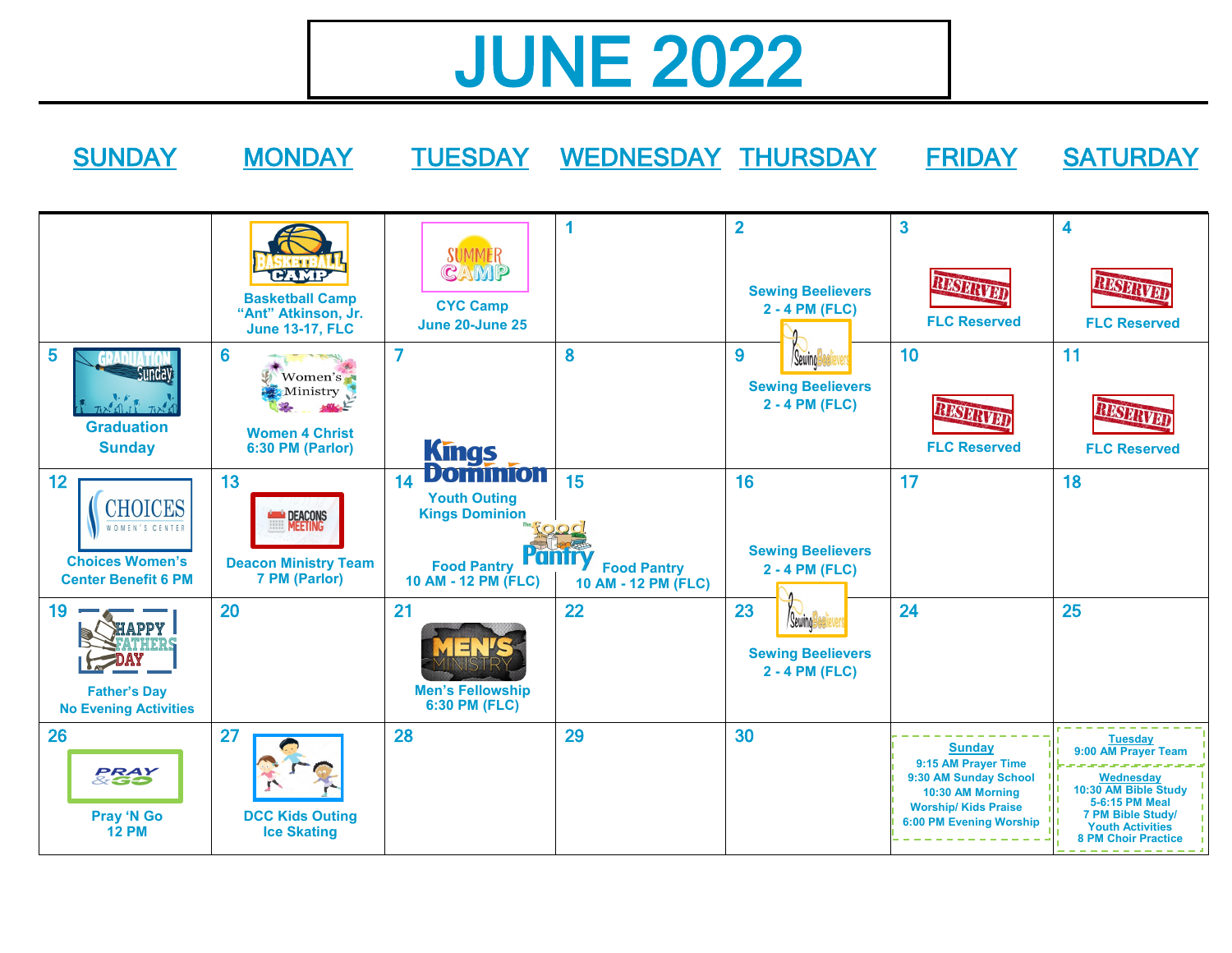# JUNE 2022

| SUNDAY | MONDAY | TUESDAY | WEDNESDAY | THURSDAY | FRIDAY | SATURDAY |
|---|---|---|---|---|---|---|
| | Basketball Camp "Ant" Atkinson, Jr. June 13-17, FLC | CYC Camp June 20-June 25 | 1 | 2 Sewing Beelievers 2 - 4 PM (FLC) | 3 FLC Reserved | 4 FLC Reserved |
| 5 Graduation Sunday | 6 Women 4 Christ 6:30 PM (Parlor) | 7 | 8 | 9 Sewing Beelievers 2 - 4 PM (FLC) | 10 FLC Reserved | 11 FLC Reserved |
| 12 Choices Women's Center Benefit 6 PM | 13 Deacon Ministry Team 7 PM (Parlor) | 14 Youth Outing Kings Dominion<br>Food Pantry 10 AM - 12 PM (FLC) | 15 Food Pantry 10 AM - 12 PM (FLC) | 16 Sewing Beelievers 2 - 4 PM (FLC) | 17 | 18 |
| 19 Father's Day No Evening Activities | 20 | 21 Men's Fellowship 6:30 PM (FLC) | 22 | 23 Sewing Beelievers 2 - 4 PM (FLC) | 24 | 25 |
| 26 Pray 'N Go 12 PM | 27 DCC Kids Outing Ice Skating | 28 | 29 | 30 | **Sunday**<br>9:15 AM Prayer Time<br>9:30 AM Sunday School<br>10:30 AM Morning Worship/ Kids Praise<br>6:00 PM Evening Worship | **Tuesday**<br>9:00 AM Prayer Team<br>**Wednesday**<br>10:30 AM Bible Study<br>5-6:15 PM Meal<br>7 PM Bible Study/ Youth Activities<br>8 PM Choir Practice |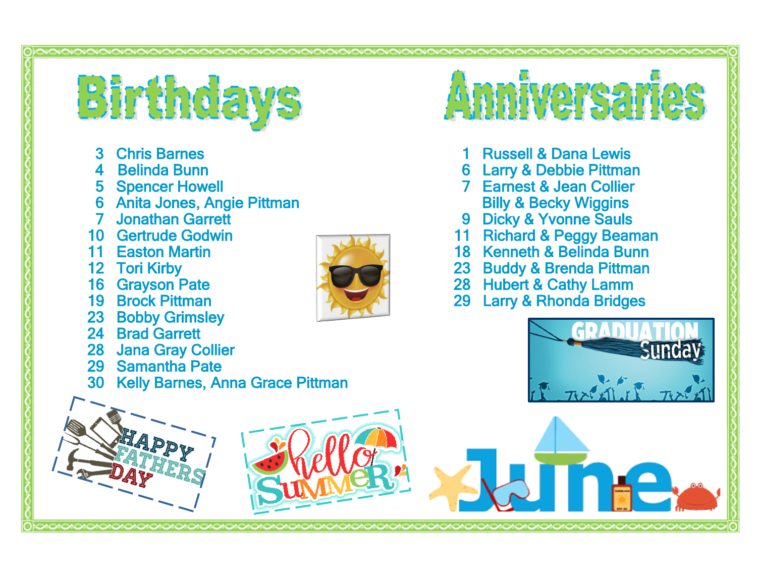# Birthdays

3 Chris Barnes
4 Belinda Bunn
5 Spencer Howell
6 Anita Jones, Angie Pittman
7 Jonathan Garrett
10 Gertrude Godwin
11 Easton Martin
12 Tori Kirby
16 Grayson Pate
19 Brock Pittman
23 Bobby Grimsley
24 Brad Garrett
28 Jana Gray Collier
29 Samantha Pate
30 Kelly Barnes, Anna Grace Pittman

# Anniversaries

1 Russell & Dana Lewis
6 Larry & Debbie Pittman
7 Earnest & Jean Collier
Billy & Becky Wiggins
9 Dicky & Yvonne Sauls
11 Richard & Peggy Beaman
18 Kenneth & Belinda Bunn
23 Buddy & Brenda Pittman
28 Hubert & Cathy Lamm
29 Larry & Rhonda Bridges

GRADUATION Sunday

HAPPY FATHERS DAY

hello SUMMER

June